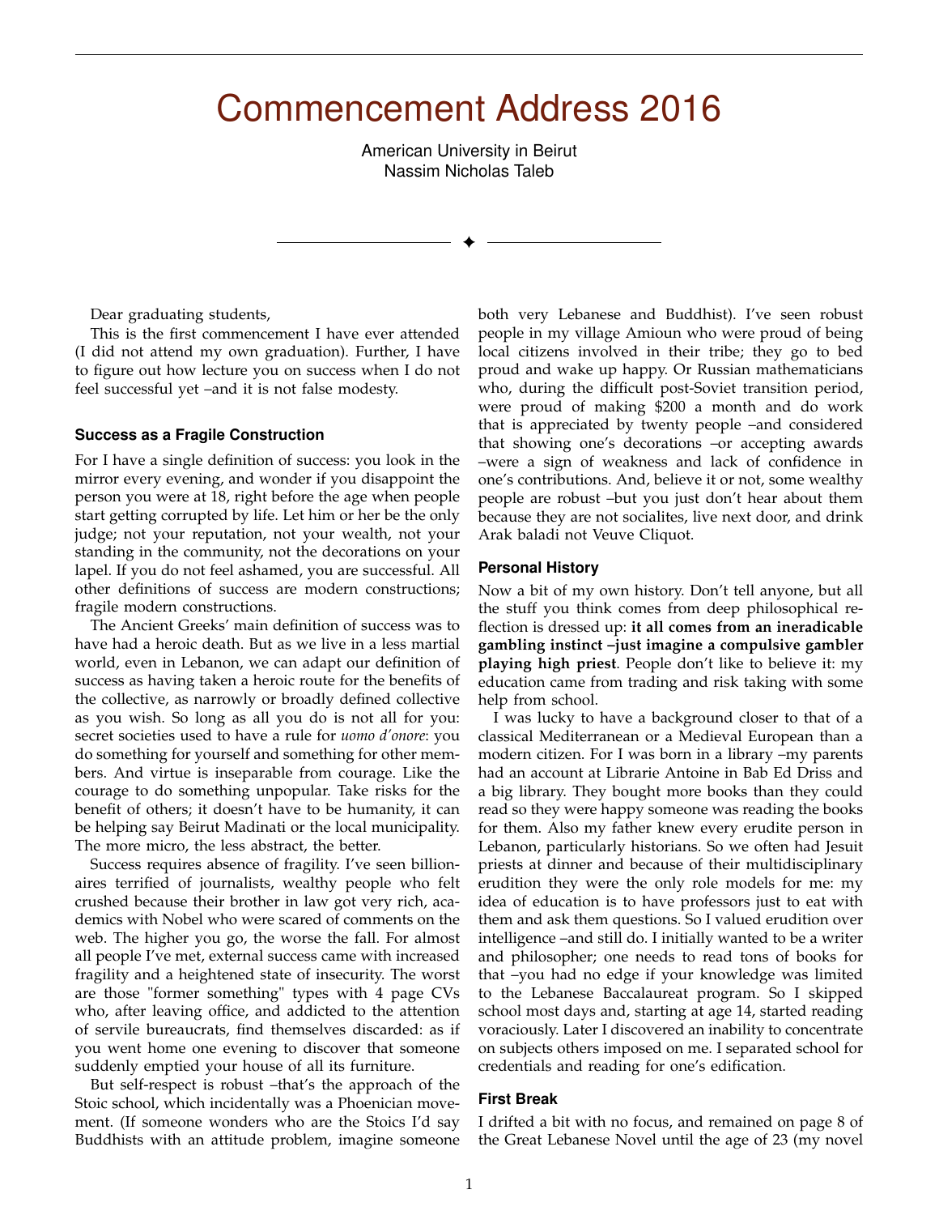# Commencement Address 2016

American University in Beirut
Nassim Nicholas Taleb

Dear graduating students,

This is the first commencement I have ever attended (I did not attend my own graduation). Further, I have to figure out how lecture you on success when I do not feel successful yet –and it is not false modesty.

### Success as a Fragile Construction

For I have a single definition of success: you look in the mirror every evening, and wonder if you disappoint the person you were at 18, right before the age when people start getting corrupted by life. Let him or her be the only judge; not your reputation, not your wealth, not your standing in the community, not the decorations on your lapel. If you do not feel ashamed, you are successful. All other definitions of success are modern constructions; fragile modern constructions.

The Ancient Greeks' main definition of success was to have had a heroic death. But as we live in a less martial world, even in Lebanon, we can adapt our definition of success as having taken a heroic route for the benefits of the collective, as narrowly or broadly defined collective as you wish. So long as all you do is not all for you: secret societies used to have a rule for *uomo d'onore*: you do something for yourself and something for other members. And virtue is inseparable from courage. Like the courage to do something unpopular. Take risks for the benefit of others; it doesn't have to be humanity, it can be helping say Beirut Madinati or the local municipality. The more micro, the less abstract, the better.

Success requires absence of fragility. I've seen billionaires terrified of journalists, wealthy people who felt crushed because their brother in law got very rich, academics with Nobel who were scared of comments on the web. The higher you go, the worse the fall. For almost all people I've met, external success came with increased fragility and a heightened state of insecurity. The worst are those "former something" types with 4 page CVs who, after leaving office, and addicted to the attention of servile bureaucrats, find themselves discarded: as if you went home one evening to discover that someone suddenly emptied your house of all its furniture.

But self-respect is robust –that's the approach of the Stoic school, which incidentally was a Phoenician movement. (If someone wonders who are the Stoics I'd say Buddhists with an attitude problem, imagine someone both very Lebanese and Buddhist). I've seen robust people in my village Amioun who were proud of being local citizens involved in their tribe; they go to bed proud and wake up happy. Or Russian mathematicians who, during the difficult post-Soviet transition period, were proud of making $200 a month and do work that is appreciated by twenty people –and considered that showing one's decorations –or accepting awards –were a sign of weakness and lack of confidence in one's contributions. And, believe it or not, some wealthy people are robust –but you just don't hear about them because they are not socialites, live next door, and drink Arak baladi not Veuve Cliquot.

### Personal History

Now a bit of my own history. Don't tell anyone, but all the stuff you think comes from deep philosophical reflection is dressed up: **it all comes from an ineradicable gambling instinct –just imagine a compulsive gambler playing high priest**. People don't like to believe it: my education came from trading and risk taking with some help from school.

I was lucky to have a background closer to that of a classical Mediterranean or a Medieval European than a modern citizen. For I was born in a library –my parents had an account at Librarie Antoine in Bab Ed Driss and a big library. They bought more books than they could read so they were happy someone was reading the books for them. Also my father knew every erudite person in Lebanon, particularly historians. So we often had Jesuit priests at dinner and because of their multidisciplinary erudition they were the only role models for me: my idea of education is to have professors just to eat with them and ask them questions. So I valued erudition over intelligence –and still do. I initially wanted to be a writer and philosopher; one needs to read tons of books for that –you had no edge if your knowledge was limited to the Lebanese Baccalaureat program. So I skipped school most days and, starting at age 14, started reading voraciously. Later I discovered an inability to concentrate on subjects others imposed on me. I separated school for credentials and reading for one's edification.

### First Break

I drifted a bit with no focus, and remained on page 8 of the Great Lebanese Novel until the age of 23 (my novel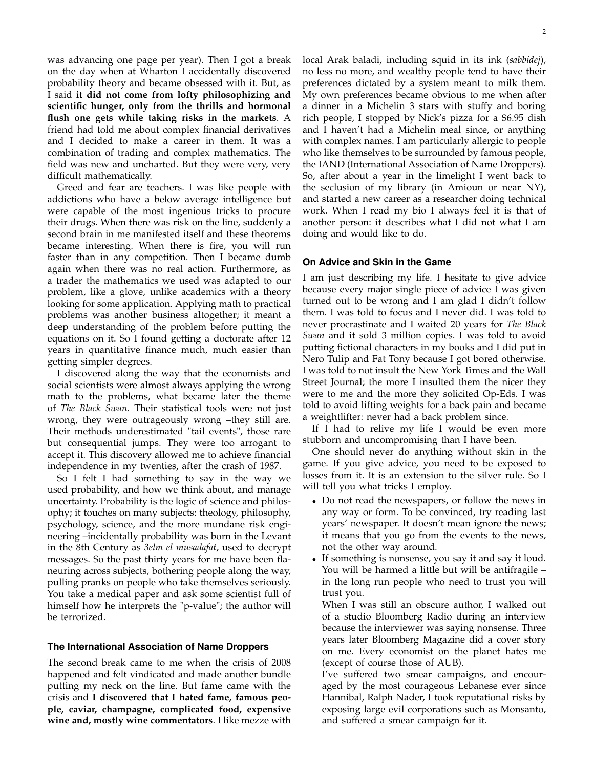was advancing one page per year). Then I got a break on the day when at Wharton I accidentally discovered probability theory and became obsessed with it. But, as I said **it did not come from lofty philosophizing and scientific hunger, only from the thrills and hormonal flush one gets while taking risks in the markets**. A friend had told me about complex financial derivatives and I decided to make a career in them. It was a combination of trading and complex mathematics. The field was new and uncharted. But they were very, very difficult mathematically.

Greed and fear are teachers. I was like people with addictions who have a below average intelligence but were capable of the most ingenious tricks to procure their drugs. When there was risk on the line, suddenly a second brain in me manifested itself and these theorems became interesting. When there is fire, you will run faster than in any competition. Then I became dumb again when there was no real action. Furthermore, as a trader the mathematics we used was adapted to our problem, like a glove, unlike academics with a theory looking for some application. Applying math to practical problems was another business altogether; it meant a deep understanding of the problem before putting the equations on it. So I found getting a doctorate after 12 years in quantitative finance much, much easier than getting simpler degrees.

I discovered along the way that the economists and social scientists were almost always applying the wrong math to the problems, what became later the theme of *The Black Swan*. Their statistical tools were not just wrong, they were outrageously wrong –they still are. Their methods underestimated "tail events", those rare but consequential jumps. They were too arrogant to accept it. This discovery allowed me to achieve financial independence in my twenties, after the crash of 1987.

So I felt I had something to say in the way we used probability, and how we think about, and manage uncertainty. Probability is the logic of science and philosophy; it touches on many subjects: theology, philosophy, psychology, science, and the more mundane risk engineering –incidentally probability was born in the Levant in the 8th Century as *3elm el musadafat*, used to decrypt messages. So the past thirty years for me have been flaneuring across subjects, bothering people along the way, pulling pranks on people who take themselves seriously. You take a medical paper and ask some scientist full of himself how he interprets the "p-value"; the author will be terrorized.

## The International Association of Name Droppers

The second break came to me when the crisis of 2008 happened and felt vindicated and made another bundle putting my neck on the line. But fame came with the crisis and **I discovered that I hated fame, famous people, caviar, champagne, complicated food, expensive wine and, mostly wine commentators**. I like mezze with local Arak baladi, including squid in its ink (*sabbidej*), no less no more, and wealthy people tend to have their preferences dictated by a system meant to milk them. My own preferences became obvious to me when after a dinner in a Michelin 3 stars with stuffy and boring rich people, I stopped by Nick's pizza for a $6.95 dish and I haven't had a Michelin meal since, or anything with complex names. I am particularly allergic to people who like themselves to be surrounded by famous people, the IAND (International Association of Name Droppers). So, after about a year in the limelight I went back to the seclusion of my library (in Amioun or near NY), and started a new career as a researcher doing technical work. When I read my bio I always feel it is that of another person: it describes what I did not what I am doing and would like to do.

## On Advice and Skin in the Game

I am just describing my life. I hesitate to give advice because every major single piece of advice I was given turned out to be wrong and I am glad I didn't follow them. I was told to focus and I never did. I was told to never procrastinate and I waited 20 years for *The Black Swan* and it sold 3 million copies. I was told to avoid putting fictional characters in my books and I did put in Nero Tulip and Fat Tony because I got bored otherwise. I was told to not insult the New York Times and the Wall Street Journal; the more I insulted them the nicer they were to me and the more they solicited Op-Eds. I was told to avoid lifting weights for a back pain and became a weightlifter: never had a back problem since.

If I had to relive my life I would be even more stubborn and uncompromising than I have been.

One should never do anything without skin in the game. If you give advice, you need to be exposed to losses from it. It is an extension to the silver rule. So I will tell you what tricks I employ.

- Do not read the newspapers, or follow the news in any way or form. To be convinced, try reading last years' newspaper. It doesn't mean ignore the news; it means that you go from the events to the news, not the other way around.
- If something is nonsense, you say it and say it loud. You will be harmed a little but will be antifragile – in the long run people who need to trust you will trust you.

  When I was still an obscure author, I walked out of a studio Bloomberg Radio during an interview because the interviewer was saying nonsense. Three years later Bloomberg Magazine did a cover story on me. Every economist on the planet hates me (except of course those of AUB).

  I've suffered two smear campaigns, and encouraged by the most courageous Lebanese ever since Hannibal, Ralph Nader, I took reputational risks by exposing large evil corporations such as Monsanto, and suffered a smear campaign for it.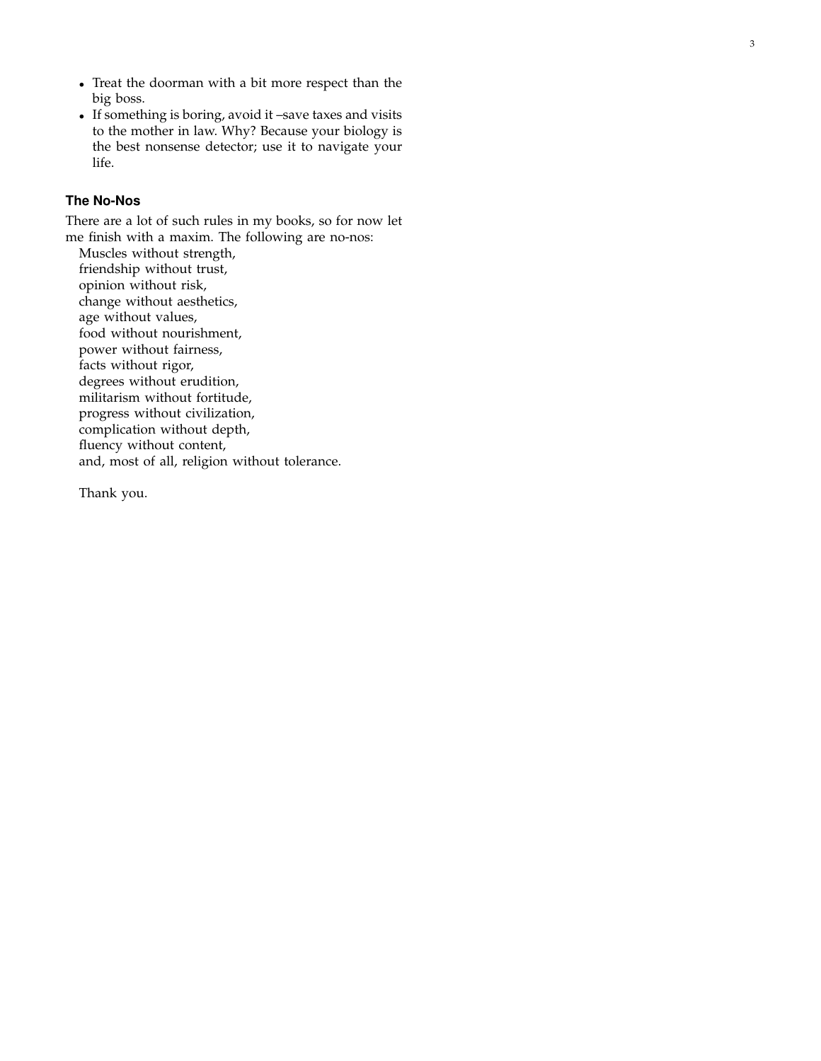- Treat the doorman with a bit more respect than the big boss.
- If something is boring, avoid it –save taxes and visits to the mother in law. Why? Because your biology is the best nonsense detector; use it to navigate your life.

### The No-Nos

There are a lot of such rules in my books, so for now let me finish with a maxim. The following are no-nos:

Muscles without strength,  
friendship without trust,  
opinion without risk,  
change without aesthetics,  
age without values,  
food without nourishment,  
power without fairness,  
facts without rigor,  
degrees without erudition,  
militarism without fortitude,  
progress without civilization,  
complication without depth,  
fluency without content,  
and, most of all, religion without tolerance.

Thank you.